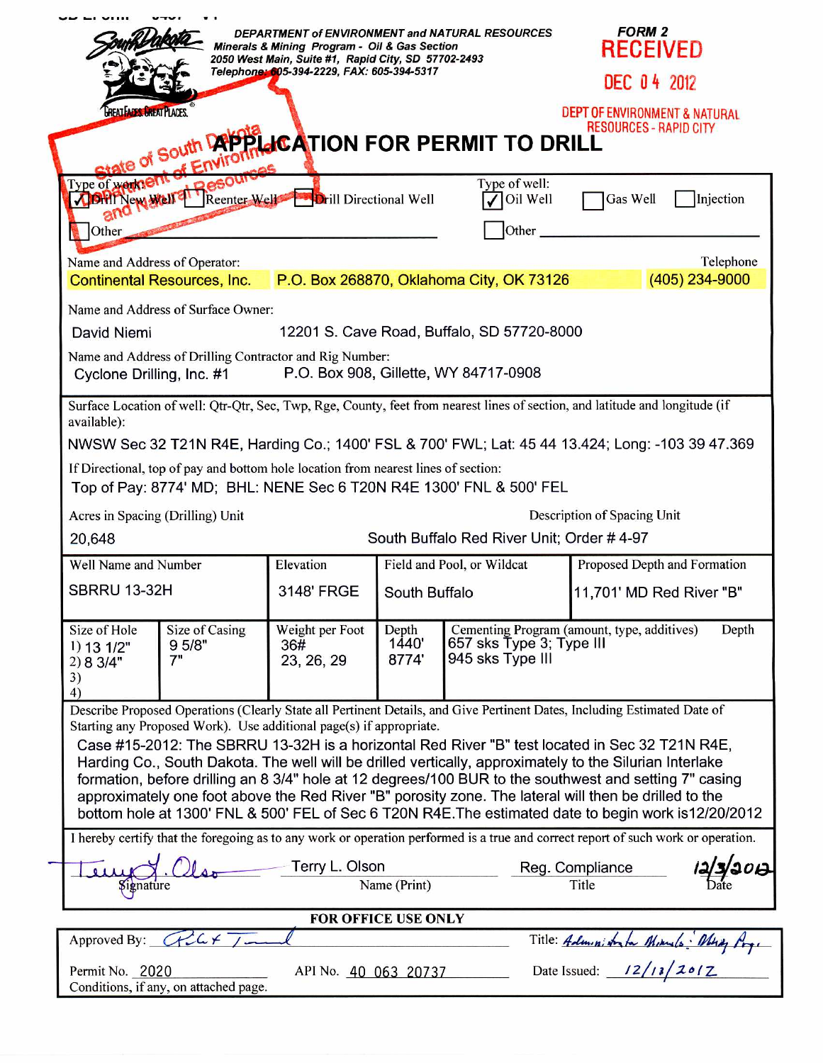DEPARTMENT of ENVIRONMENT and NATURAL RESOURCES
Minerals & Mining Program - Oil & Gas Section
2050 West Main, Suite #1, Rapid City, SD 57702-2493
Telephone: 605-394-2229, FAX: 605-394-5317

FORM 2

RECEIVED
DEC 04 2012
DEPT OF ENVIRONMENT & NATURAL RESOURCES - RAPID CITY

State of South Dakota Department of Environment and Natural Resources

# APPLICATION FOR PERMIT TO DRILL

Type of work: ☑ Drill New Well ☐ Reenter Well ☐ Drill Directional Well ☐ Other

Type of well: ☑ Oil Well ☐ Gas Well ☐ Injection ☐ Other

Name and Address of Operator: Continental Resources, Inc. P.O. Box 268870, Oklahoma City, OK 73126

Telephone: (405) 234-9000

Name and Address of Surface Owner: David Niemi 12201 S. Cave Road, Buffalo, SD 57720-8000

Name and Address of Drilling Contractor and Rig Number: Cyclone Drilling, Inc. #1 P.O. Box 908, Gillette, WY 84717-0908

Surface Location of well: Qtr-Qtr, Sec, Twp, Rge, County, feet from nearest lines of section, and latitude and longitude (if available):
NWSW Sec 32 T21N R4E, Harding Co.; 1400' FSL & 700' FWL; Lat: 45 44 13.424; Long: -103 39 47.369

If Directional, top of pay and bottom hole location from nearest lines of section:
Top of Pay: 8774' MD; BHL: NENE Sec 6 T20N R4E 1300' FNL & 500' FEL

Acres in Spacing (Drilling) Unit: 20,648

Description of Spacing Unit: South Buffalo Red River Unit; Order # 4-97

| Well Name and Number | Elevation | Field and Pool, or Wildcat | Proposed Depth and Formation |
|---|---|---|---|
| SBRRU 13-32H | 3148' FRGE | South Buffalo | 11,701' MD Red River "B" |

| Size of Hole | Size of Casing | Weight per Foot | Depth | Cementing Program (amount, type, additives) | Depth |
|---|---|---|---|---|---|
| 1) 13 1/2" | 9 5/8" | 36# | 1440' | 657 sks Type 3; Type III | |
| 2) 8 3/4" | 7" | 23, 26, 29 | 8774' | 945 sks Type III | |
| 3) | | | | | |
| 4) | | | | | |

Describe Proposed Operations (Clearly State all Pertinent Details, and Give Pertinent Dates, Including Estimated Date of Starting any Proposed Work). Use additional page(s) if appropriate.

Case #15-2012: The SBRRU 13-32H is a horizontal Red River "B" test located in Sec 32 T21N R4E, Harding Co., South Dakota. The well will be drilled vertically, approximately to the Silurian Interlake formation, before drilling an 8 3/4" hole at 12 degrees/100 BUR to the southwest and setting 7" casing approximately one foot above the Red River "B" porosity zone. The lateral will then be drilled to the bottom hole at 1300' FNL & 500' FEL of Sec 6 T20N R4E.The estimated date to begin work is12/20/2012

I hereby certify that the foregoing as to any work or operation performed is a true and correct report of such work or operation.

| Signature | Name (Print) | Title | Date |
|---|---|---|---|
| Terry L. Olson | Terry L. Olson | Reg. Compliance | 12/3/2012 |

**FOR OFFICE USE ONLY**

Approved By: [signature] Title: Administrator Minerals & Mining Prog.

Permit No. 2020 API No. 40 063 20737 Date Issued: 12/13/2012

Conditions, if any, on attached page.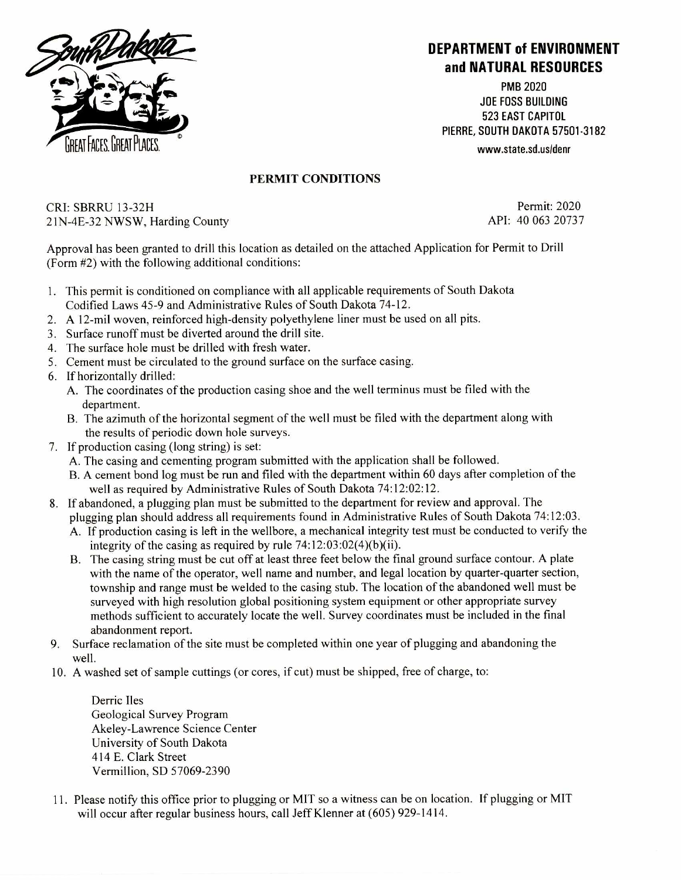# DEPARTMENT of ENVIRONMENT and NATURAL RESOURCES

PMB 2020
JOE FOSS BUILDING
523 EAST CAPITOL
PIERRE, SOUTH DAKOTA 57501-3182
www.state.sd.us/denr

## PERMIT CONDITIONS

CRI: SBRRU 13-32H
21N-4E-32 NWSW, Harding County

Permit: 2020
API: 40 063 20737

Approval has been granted to drill this location as detailed on the attached Application for Permit to Drill (Form #2) with the following additional conditions:

1. This permit is conditioned on compliance with all applicable requirements of South Dakota Codified Laws 45-9 and Administrative Rules of South Dakota 74-12.
2. A 12-mil woven, reinforced high-density polyethylene liner must be used on all pits.
3. Surface runoff must be diverted around the drill site.
4. The surface hole must be drilled with fresh water.
5. Cement must be circulated to the ground surface on the surface casing.
6. If horizontally drilled:
   A. The coordinates of the production casing shoe and the well terminus must be filed with the department.
   B. The azimuth of the horizontal segment of the well must be filed with the department along with the results of periodic down hole surveys.
7. If production casing (long string) is set:
   A. The casing and cementing program submitted with the application shall be followed.
   B. A cement bond log must be run and filed with the department within 60 days after completion of the well as required by Administrative Rules of South Dakota 74:12:02:12.
8. If abandoned, a plugging plan must be submitted to the department for review and approval. The plugging plan should address all requirements found in Administrative Rules of South Dakota 74:12:03.
   A. If production casing is left in the wellbore, a mechanical integrity test must be conducted to verify the integrity of the casing as required by rule 74:12:03:02(4)(b)(ii).
   B. The casing string must be cut off at least three feet below the final ground surface contour. A plate with the name of the operator, well name and number, and legal location by quarter-quarter section, township and range must be welded to the casing stub. The location of the abandoned well must be surveyed with high resolution global positioning system equipment or other appropriate survey methods sufficient to accurately locate the well. Survey coordinates must be included in the final abandonment report.
9. Surface reclamation of the site must be completed within one year of plugging and abandoning the well.
10. A washed set of sample cuttings (or cores, if cut) must be shipped, free of charge, to:

    Derric Iles
    Geological Survey Program
    Akeley-Lawrence Science Center
    University of South Dakota
    414 E. Clark Street
    Vermillion, SD 57069-2390

11. Please notify this office prior to plugging or MIT so a witness can be on location. If plugging or MIT will occur after regular business hours, call Jeff Klenner at (605) 929-1414.